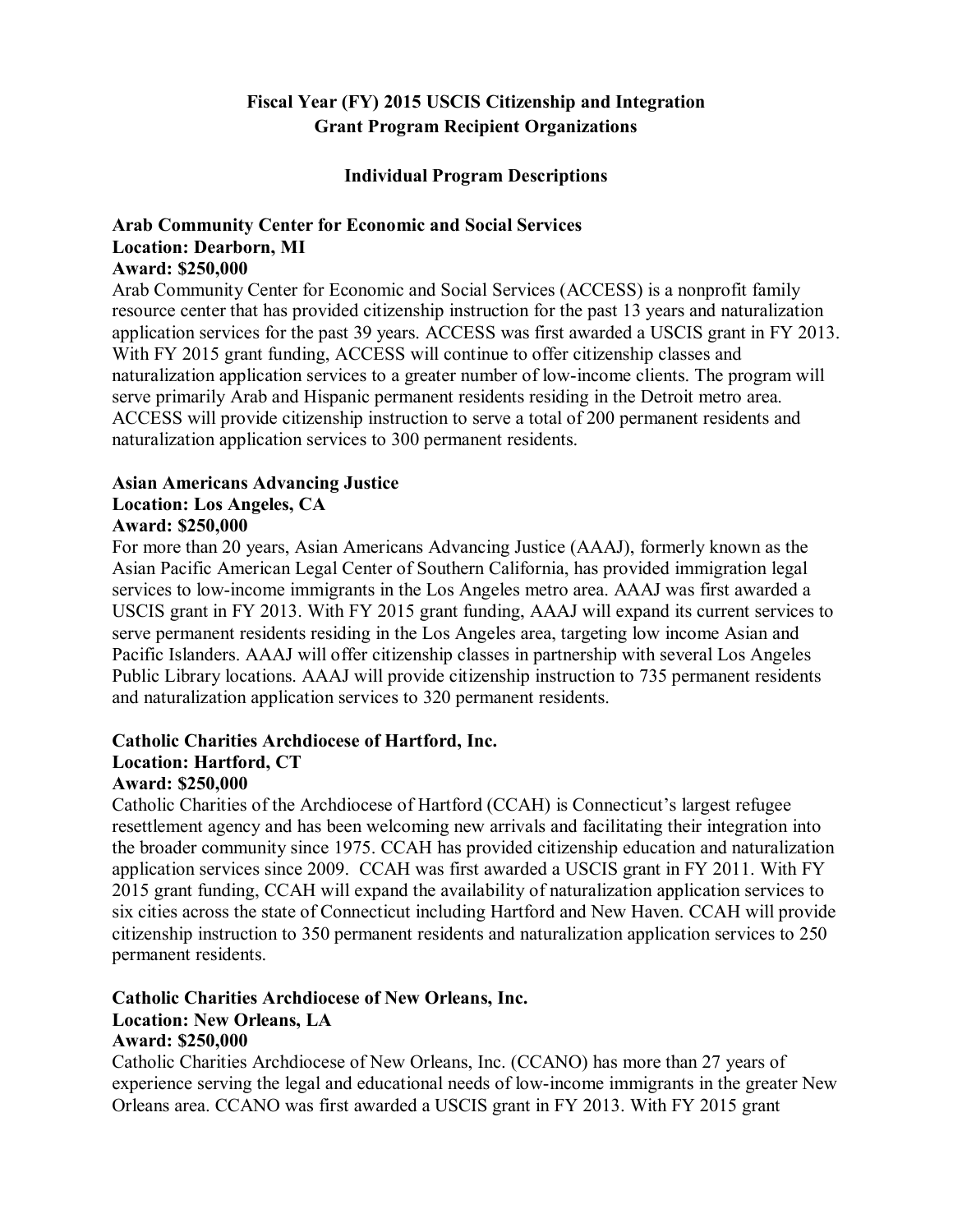# Fiscal Year (FY) 2015 USCIS Citizenship and Integration Grant Program Recipient Organizations

## Individual Program Descriptions

### Arab Community Center for Economic and Social Services
**Location: Dearborn, MI**
**Award: $250,000**

Arab Community Center for Economic and Social Services (ACCESS) is a nonprofit family resource center that has provided citizenship instruction for the past 13 years and naturalization application services for the past 39 years. ACCESS was first awarded a USCIS grant in FY 2013. With FY 2015 grant funding, ACCESS will continue to offer citizenship classes and naturalization application services to a greater number of low-income clients. The program will serve primarily Arab and Hispanic permanent residents residing in the Detroit metro area. ACCESS will provide citizenship instruction to serve a total of 200 permanent residents and naturalization application services to 300 permanent residents.

### Asian Americans Advancing Justice
**Location: Los Angeles, CA**
**Award: $250,000**

For more than 20 years, Asian Americans Advancing Justice (AAAJ), formerly known as the Asian Pacific American Legal Center of Southern California, has provided immigration legal services to low-income immigrants in the Los Angeles metro area. AAAJ was first awarded a USCIS grant in FY 2013. With FY 2015 grant funding, AAAJ will expand its current services to serve permanent residents residing in the Los Angeles area, targeting low income Asian and Pacific Islanders. AAAJ will offer citizenship classes in partnership with several Los Angeles Public Library locations. AAAJ will provide citizenship instruction to 735 permanent residents and naturalization application services to 320 permanent residents.

### Catholic Charities Archdiocese of Hartford, Inc.
**Location: Hartford, CT**
**Award: $250,000**

Catholic Charities of the Archdiocese of Hartford (CCAH) is Connecticut's largest refugee resettlement agency and has been welcoming new arrivals and facilitating their integration into the broader community since 1975. CCAH has provided citizenship education and naturalization application services since 2009. CCAH was first awarded a USCIS grant in FY 2011. With FY 2015 grant funding, CCAH will expand the availability of naturalization application services to six cities across the state of Connecticut including Hartford and New Haven. CCAH will provide citizenship instruction to 350 permanent residents and naturalization application services to 250 permanent residents.

### Catholic Charities Archdiocese of New Orleans, Inc.
**Location: New Orleans, LA**
**Award: $250,000**

Catholic Charities Archdiocese of New Orleans, Inc. (CCANO) has more than 27 years of experience serving the legal and educational needs of low-income immigrants in the greater New Orleans area. CCANO was first awarded a USCIS grant in FY 2013. With FY 2015 grant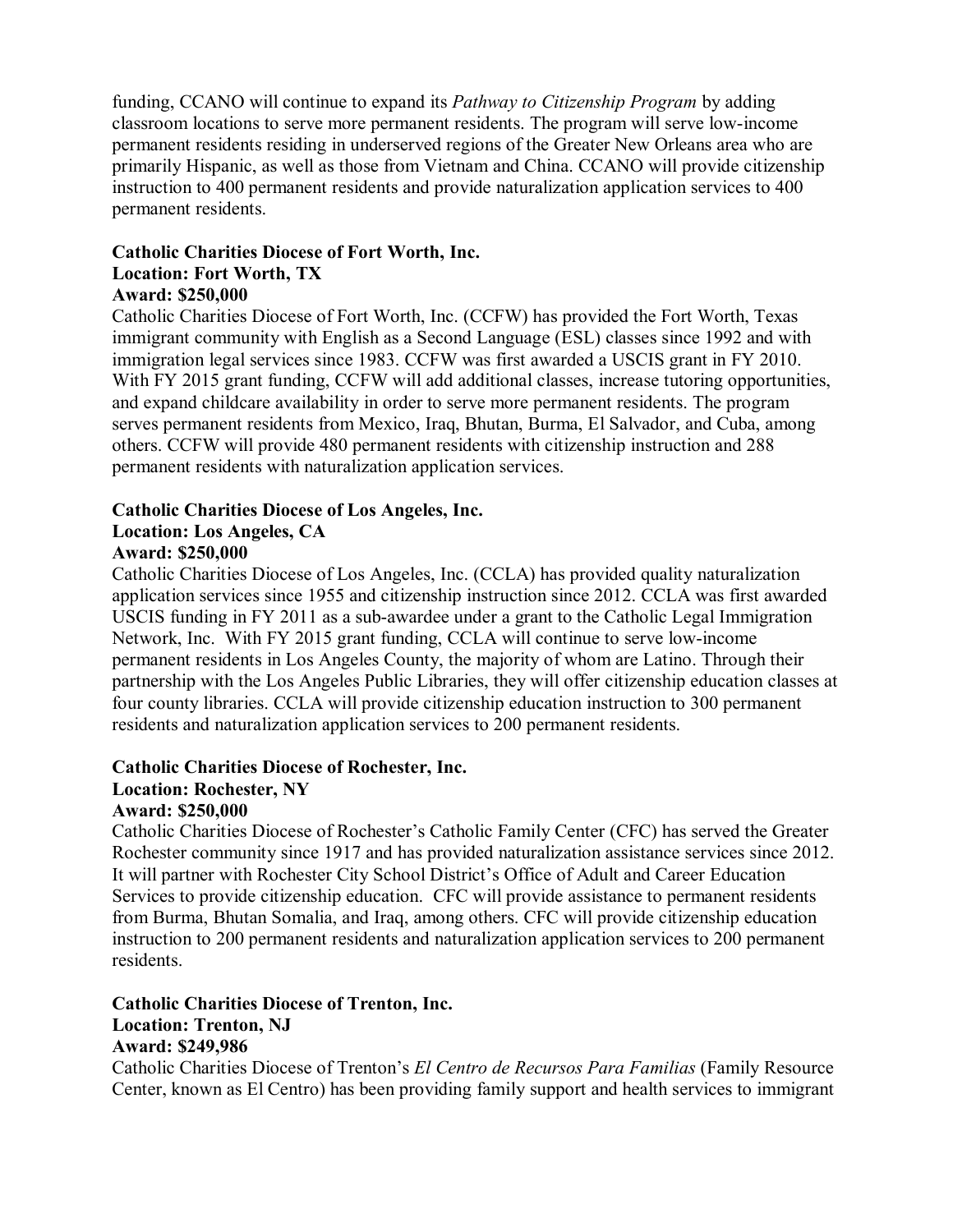funding, CCANO will continue to expand its *Pathway to Citizenship Program* by adding classroom locations to serve more permanent residents. The program will serve low-income permanent residents residing in underserved regions of the Greater New Orleans area who are primarily Hispanic, as well as those from Vietnam and China. CCANO will provide citizenship instruction to 400 permanent residents and provide naturalization application services to 400 permanent residents.

**Catholic Charities Diocese of Fort Worth, Inc.**
**Location: Fort Worth, TX**
**Award: $250,000**

Catholic Charities Diocese of Fort Worth, Inc. (CCFW) has provided the Fort Worth, Texas immigrant community with English as a Second Language (ESL) classes since 1992 and with immigration legal services since 1983. CCFW was first awarded a USCIS grant in FY 2010. With FY 2015 grant funding, CCFW will add additional classes, increase tutoring opportunities, and expand childcare availability in order to serve more permanent residents. The program serves permanent residents from Mexico, Iraq, Bhutan, Burma, El Salvador, and Cuba, among others. CCFW will provide 480 permanent residents with citizenship instruction and 288 permanent residents with naturalization application services.

**Catholic Charities Diocese of Los Angeles, Inc.**
**Location: Los Angeles, CA**
**Award: $250,000**

Catholic Charities Diocese of Los Angeles, Inc. (CCLA) has provided quality naturalization application services since 1955 and citizenship instruction since 2012. CCLA was first awarded USCIS funding in FY 2011 as a sub-awardee under a grant to the Catholic Legal Immigration Network, Inc. With FY 2015 grant funding, CCLA will continue to serve low-income permanent residents in Los Angeles County, the majority of whom are Latino. Through their partnership with the Los Angeles Public Libraries, they will offer citizenship education classes at four county libraries. CCLA will provide citizenship education instruction to 300 permanent residents and naturalization application services to 200 permanent residents.

**Catholic Charities Diocese of Rochester, Inc.**
**Location: Rochester, NY**
**Award: $250,000**

Catholic Charities Diocese of Rochester's Catholic Family Center (CFC) has served the Greater Rochester community since 1917 and has provided naturalization assistance services since 2012. It will partner with Rochester City School District's Office of Adult and Career Education Services to provide citizenship education. CFC will provide assistance to permanent residents from Burma, Bhutan Somalia, and Iraq, among others. CFC will provide citizenship education instruction to 200 permanent residents and naturalization application services to 200 permanent residents.

**Catholic Charities Diocese of Trenton, Inc.**
**Location: Trenton, NJ**
**Award: $249,986**

Catholic Charities Diocese of Trenton's *El Centro de Recursos Para Familias* (Family Resource Center, known as El Centro) has been providing family support and health services to immigrant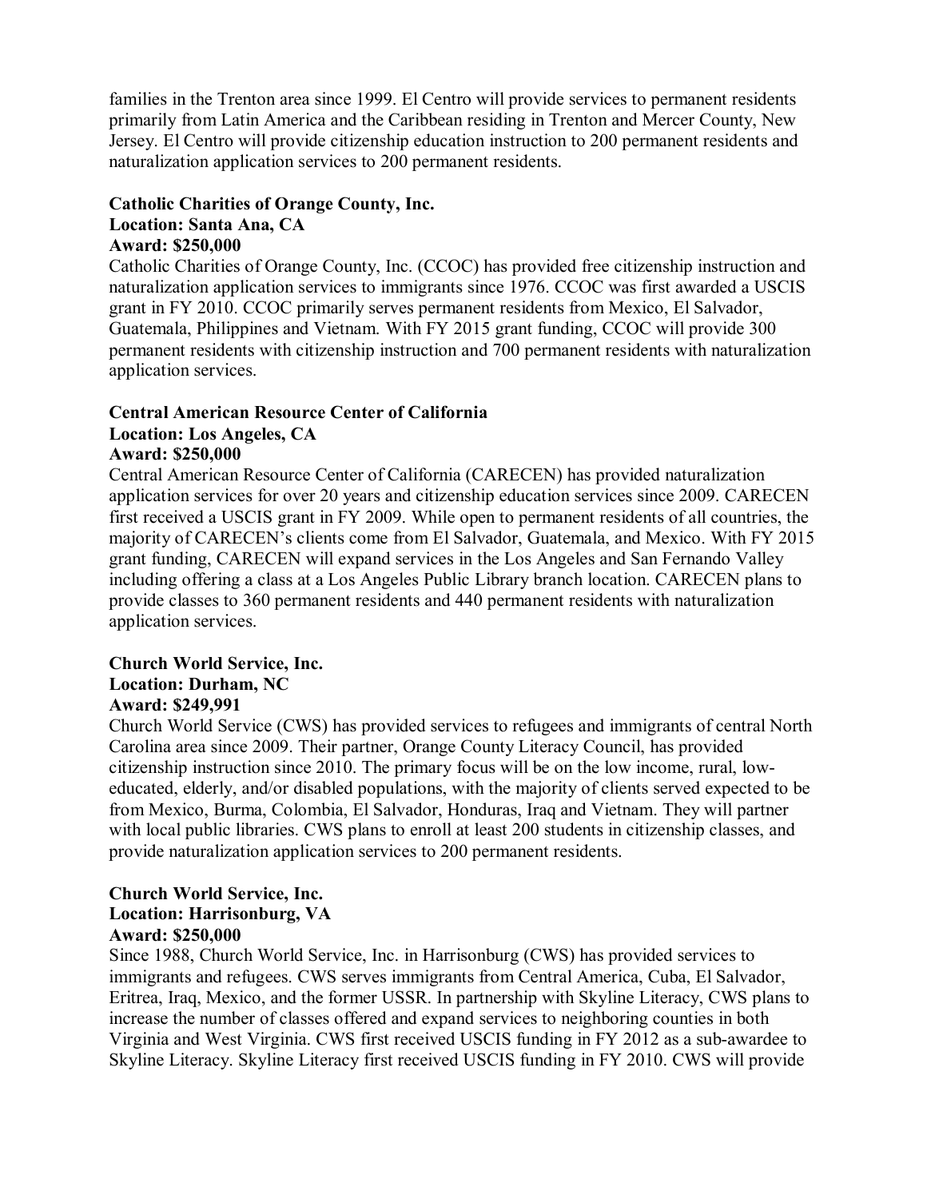families in the Trenton area since 1999. El Centro will provide services to permanent residents primarily from Latin America and the Caribbean residing in Trenton and Mercer County, New Jersey. El Centro will provide citizenship education instruction to 200 permanent residents and naturalization application services to 200 permanent residents.

**Catholic Charities of Orange County, Inc.**
**Location: Santa Ana, CA**
**Award: $250,000**

Catholic Charities of Orange County, Inc. (CCOC) has provided free citizenship instruction and naturalization application services to immigrants since 1976. CCOC was first awarded a USCIS grant in FY 2010. CCOC primarily serves permanent residents from Mexico, El Salvador, Guatemala, Philippines and Vietnam. With FY 2015 grant funding, CCOC will provide 300 permanent residents with citizenship instruction and 700 permanent residents with naturalization application services.

**Central American Resource Center of California**
**Location: Los Angeles, CA**
**Award: $250,000**

Central American Resource Center of California (CARECEN) has provided naturalization application services for over 20 years and citizenship education services since 2009. CARECEN first received a USCIS grant in FY 2009. While open to permanent residents of all countries, the majority of CARECEN's clients come from El Salvador, Guatemala, and Mexico. With FY 2015 grant funding, CARECEN will expand services in the Los Angeles and San Fernando Valley including offering a class at a Los Angeles Public Library branch location. CARECEN plans to provide classes to 360 permanent residents and 440 permanent residents with naturalization application services.

**Church World Service, Inc.**
**Location: Durham, NC**
**Award: $249,991**

Church World Service (CWS) has provided services to refugees and immigrants of central North Carolina area since 2009. Their partner, Orange County Literacy Council, has provided citizenship instruction since 2010. The primary focus will be on the low income, rural, low-educated, elderly, and/or disabled populations, with the majority of clients served expected to be from Mexico, Burma, Colombia, El Salvador, Honduras, Iraq and Vietnam. They will partner with local public libraries. CWS plans to enroll at least 200 students in citizenship classes, and provide naturalization application services to 200 permanent residents.

**Church World Service, Inc.**
**Location: Harrisonburg, VA**
**Award: $250,000**

Since 1988, Church World Service, Inc. in Harrisonburg (CWS) has provided services to immigrants and refugees. CWS serves immigrants from Central America, Cuba, El Salvador, Eritrea, Iraq, Mexico, and the former USSR. In partnership with Skyline Literacy, CWS plans to increase the number of classes offered and expand services to neighboring counties in both Virginia and West Virginia. CWS first received USCIS funding in FY 2012 as a sub-awardee to Skyline Literacy. Skyline Literacy first received USCIS funding in FY 2010. CWS will provide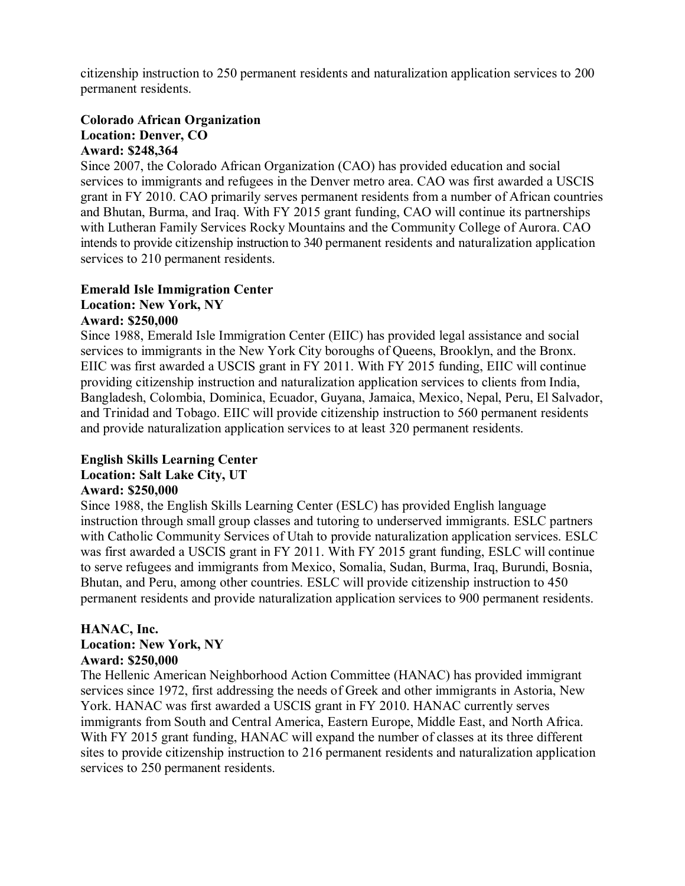citizenship instruction to 250 permanent residents and naturalization application services to 200 permanent residents.

**Colorado African Organization**
**Location: Denver, CO**
**Award: $248,364**

Since 2007, the Colorado African Organization (CAO) has provided education and social services to immigrants and refugees in the Denver metro area. CAO was first awarded a USCIS grant in FY 2010. CAO primarily serves permanent residents from a number of African countries and Bhutan, Burma, and Iraq. With FY 2015 grant funding, CAO will continue its partnerships with Lutheran Family Services Rocky Mountains and the Community College of Aurora. CAO intends to provide citizenship instruction to 340 permanent residents and naturalization application services to 210 permanent residents.

**Emerald Isle Immigration Center**
**Location: New York, NY**
**Award: $250,000**

Since 1988, Emerald Isle Immigration Center (EIIC) has provided legal assistance and social services to immigrants in the New York City boroughs of Queens, Brooklyn, and the Bronx. EIIC was first awarded a USCIS grant in FY 2011. With FY 2015 funding, EIIC will continue providing citizenship instruction and naturalization application services to clients from India, Bangladesh, Colombia, Dominica, Ecuador, Guyana, Jamaica, Mexico, Nepal, Peru, El Salvador, and Trinidad and Tobago. EIIC will provide citizenship instruction to 560 permanent residents and provide naturalization application services to at least 320 permanent residents.

**English Skills Learning Center**
**Location: Salt Lake City, UT**
**Award: $250,000**

Since 1988, the English Skills Learning Center (ESLC) has provided English language instruction through small group classes and tutoring to underserved immigrants. ESLC partners with Catholic Community Services of Utah to provide naturalization application services. ESLC was first awarded a USCIS grant in FY 2011. With FY 2015 grant funding, ESLC will continue to serve refugees and immigrants from Mexico, Somalia, Sudan, Burma, Iraq, Burundi, Bosnia, Bhutan, and Peru, among other countries. ESLC will provide citizenship instruction to 450 permanent residents and provide naturalization application services to 900 permanent residents.

**HANAC, Inc.**
**Location: New York, NY**
**Award: $250,000**

The Hellenic American Neighborhood Action Committee (HANAC) has provided immigrant services since 1972, first addressing the needs of Greek and other immigrants in Astoria, New York. HANAC was first awarded a USCIS grant in FY 2010. HANAC currently serves immigrants from South and Central America, Eastern Europe, Middle East, and North Africa. With FY 2015 grant funding, HANAC will expand the number of classes at its three different sites to provide citizenship instruction to 216 permanent residents and naturalization application services to 250 permanent residents.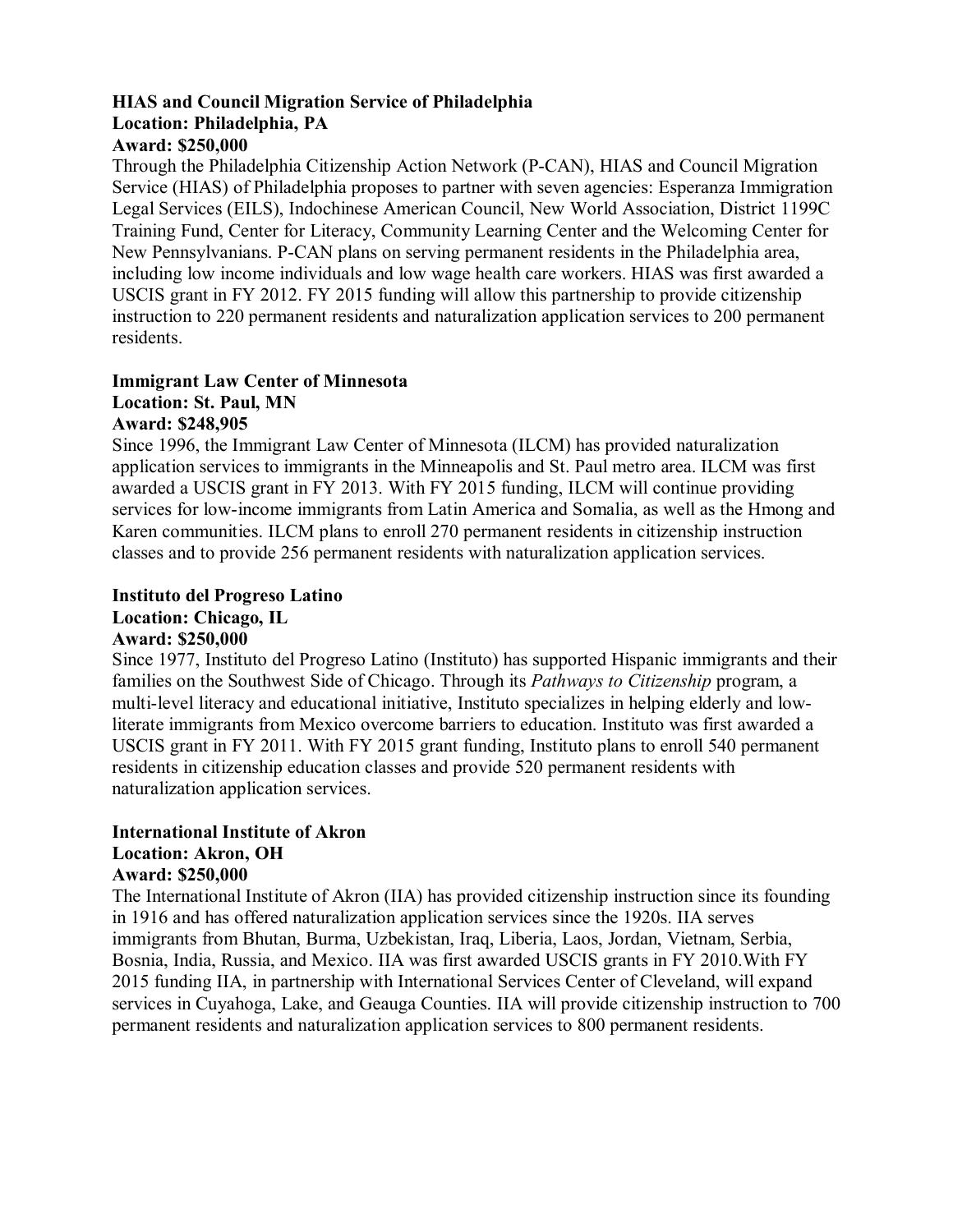**HIAS and Council Migration Service of Philadelphia**
**Location: Philadelphia, PA**
**Award: $250,000**

Through the Philadelphia Citizenship Action Network (P-CAN), HIAS and Council Migration Service (HIAS) of Philadelphia proposes to partner with seven agencies: Esperanza Immigration Legal Services (EILS), Indochinese American Council, New World Association, District 1199C Training Fund, Center for Literacy, Community Learning Center and the Welcoming Center for New Pennsylvanians. P-CAN plans on serving permanent residents in the Philadelphia area, including low income individuals and low wage health care workers. HIAS was first awarded a USCIS grant in FY 2012. FY 2015 funding will allow this partnership to provide citizenship instruction to 220 permanent residents and naturalization application services to 200 permanent residents.

**Immigrant Law Center of Minnesota**
**Location: St. Paul, MN**
**Award: $248,905**

Since 1996, the Immigrant Law Center of Minnesota (ILCM) has provided naturalization application services to immigrants in the Minneapolis and St. Paul metro area. ILCM was first awarded a USCIS grant in FY 2013. With FY 2015 funding, ILCM will continue providing services for low-income immigrants from Latin America and Somalia, as well as the Hmong and Karen communities. ILCM plans to enroll 270 permanent residents in citizenship instruction classes and to provide 256 permanent residents with naturalization application services.

**Instituto del Progreso Latino**
**Location: Chicago, IL**
**Award: $250,000**

Since 1977, Instituto del Progreso Latino (Instituto) has supported Hispanic immigrants and their families on the Southwest Side of Chicago. Through its *Pathways to Citizenship* program, a multi-level literacy and educational initiative, Instituto specializes in helping elderly and low-literate immigrants from Mexico overcome barriers to education. Instituto was first awarded a USCIS grant in FY 2011. With FY 2015 grant funding, Instituto plans to enroll 540 permanent residents in citizenship education classes and provide 520 permanent residents with naturalization application services.

**International Institute of Akron**
**Location: Akron, OH**
**Award: $250,000**

The International Institute of Akron (IIA) has provided citizenship instruction since its founding in 1916 and has offered naturalization application services since the 1920s. IIA serves immigrants from Bhutan, Burma, Uzbekistan, Iraq, Liberia, Laos, Jordan, Vietnam, Serbia, Bosnia, India, Russia, and Mexico. IIA was first awarded USCIS grants in FY 2010.With FY 2015 funding IIA, in partnership with International Services Center of Cleveland, will expand services in Cuyahoga, Lake, and Geauga Counties. IIA will provide citizenship instruction to 700 permanent residents and naturalization application services to 800 permanent residents.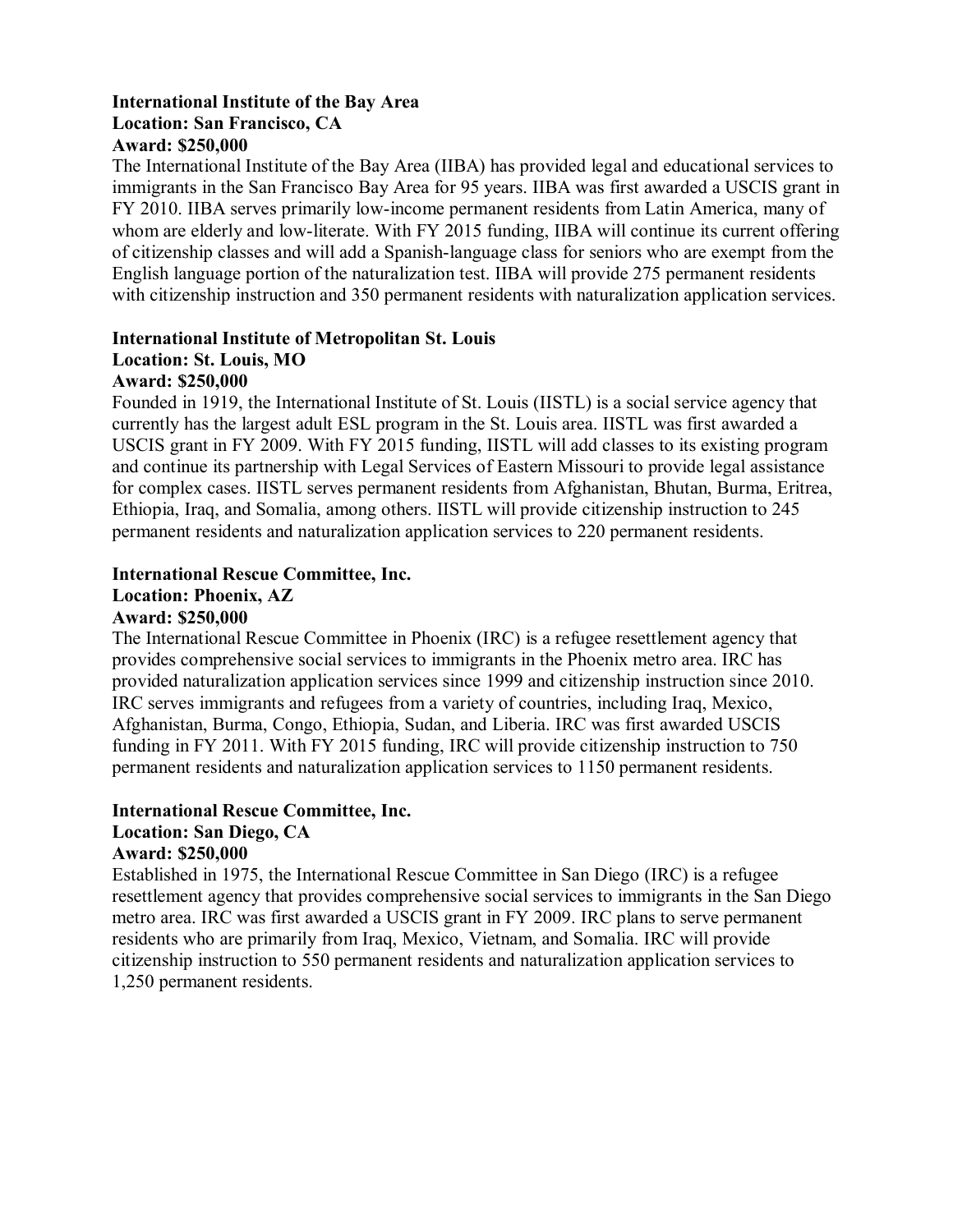**International Institute of the Bay Area**
**Location: San Francisco, CA**
**Award: $250,000**

The International Institute of the Bay Area (IIBA) has provided legal and educational services to immigrants in the San Francisco Bay Area for 95 years. IIBA was first awarded a USCIS grant in FY 2010. IIBA serves primarily low-income permanent residents from Latin America, many of whom are elderly and low-literate. With FY 2015 funding, IIBA will continue its current offering of citizenship classes and will add a Spanish-language class for seniors who are exempt from the English language portion of the naturalization test. IIBA will provide 275 permanent residents with citizenship instruction and 350 permanent residents with naturalization application services.

**International Institute of Metropolitan St. Louis**
**Location: St. Louis, MO**
**Award: $250,000**

Founded in 1919, the International Institute of St. Louis (IISTL) is a social service agency that currently has the largest adult ESL program in the St. Louis area. IISTL was first awarded a USCIS grant in FY 2009. With FY 2015 funding, IISTL will add classes to its existing program and continue its partnership with Legal Services of Eastern Missouri to provide legal assistance for complex cases. IISTL serves permanent residents from Afghanistan, Bhutan, Burma, Eritrea, Ethiopia, Iraq, and Somalia, among others. IISTL will provide citizenship instruction to 245 permanent residents and naturalization application services to 220 permanent residents.

**International Rescue Committee, Inc.**
**Location: Phoenix, AZ**
**Award: $250,000**

The International Rescue Committee in Phoenix (IRC) is a refugee resettlement agency that provides comprehensive social services to immigrants in the Phoenix metro area. IRC has provided naturalization application services since 1999 and citizenship instruction since 2010. IRC serves immigrants and refugees from a variety of countries, including Iraq, Mexico, Afghanistan, Burma, Congo, Ethiopia, Sudan, and Liberia. IRC was first awarded USCIS funding in FY 2011. With FY 2015 funding, IRC will provide citizenship instruction to 750 permanent residents and naturalization application services to 1150 permanent residents.

**International Rescue Committee, Inc.**
**Location: San Diego, CA**
**Award: $250,000**

Established in 1975, the International Rescue Committee in San Diego (IRC) is a refugee resettlement agency that provides comprehensive social services to immigrants in the San Diego metro area. IRC was first awarded a USCIS grant in FY 2009. IRC plans to serve permanent residents who are primarily from Iraq, Mexico, Vietnam, and Somalia. IRC will provide citizenship instruction to 550 permanent residents and naturalization application services to 1,250 permanent residents.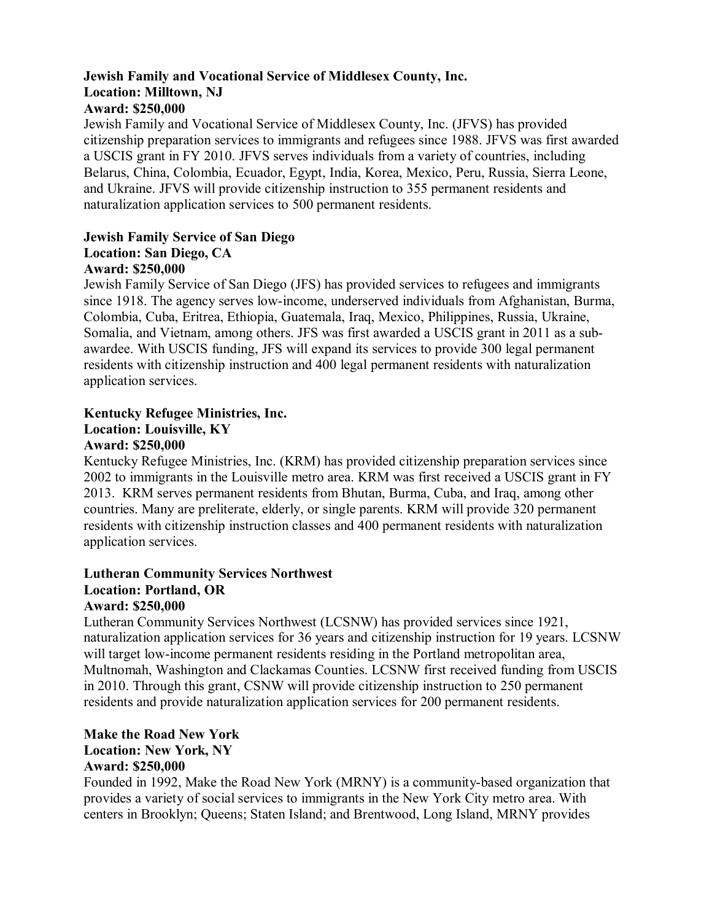**Jewish Family and Vocational Service of Middlesex County, Inc.**
**Location: Milltown, NJ**
**Award: $250,000**

Jewish Family and Vocational Service of Middlesex County, Inc. (JFVS) has provided citizenship preparation services to immigrants and refugees since 1988. JFVS was first awarded a USCIS grant in FY 2010. JFVS serves individuals from a variety of countries, including Belarus, China, Colombia, Ecuador, Egypt, India, Korea, Mexico, Peru, Russia, Sierra Leone, and Ukraine. JFVS will provide citizenship instruction to 355 permanent residents and naturalization application services to 500 permanent residents.

**Jewish Family Service of San Diego**
**Location: San Diego, CA**
**Award: $250,000**

Jewish Family Service of San Diego (JFS) has provided services to refugees and immigrants since 1918. The agency serves low-income, underserved individuals from Afghanistan, Burma, Colombia, Cuba, Eritrea, Ethiopia, Guatemala, Iraq, Mexico, Philippines, Russia, Ukraine, Somalia, and Vietnam, among others. JFS was first awarded a USCIS grant in 2011 as a sub-awardee. With USCIS funding, JFS will expand its services to provide 300 legal permanent residents with citizenship instruction and 400 legal permanent residents with naturalization application services.

**Kentucky Refugee Ministries, Inc.**
**Location: Louisville, KY**
**Award: $250,000**

Kentucky Refugee Ministries, Inc. (KRM) has provided citizenship preparation services since 2002 to immigrants in the Louisville metro area. KRM was first received a USCIS grant in FY 2013. KRM serves permanent residents from Bhutan, Burma, Cuba, and Iraq, among other countries. Many are preliterate, elderly, or single parents. KRM will provide 320 permanent residents with citizenship instruction classes and 400 permanent residents with naturalization application services.

**Lutheran Community Services Northwest**
**Location: Portland, OR**
**Award: $250,000**

Lutheran Community Services Northwest (LCSNW) has provided services since 1921, naturalization application services for 36 years and citizenship instruction for 19 years. LCSNW will target low-income permanent residents residing in the Portland metropolitan area, Multnomah, Washington and Clackamas Counties. LCSNW first received funding from USCIS in 2010. Through this grant, CSNW will provide citizenship instruction to 250 permanent residents and provide naturalization application services for 200 permanent residents.

**Make the Road New York**
**Location: New York, NY**
**Award: $250,000**

Founded in 1992, Make the Road New York (MRNY) is a community-based organization that provides a variety of social services to immigrants in the New York City metro area. With centers in Brooklyn; Queens; Staten Island; and Brentwood, Long Island, MRNY provides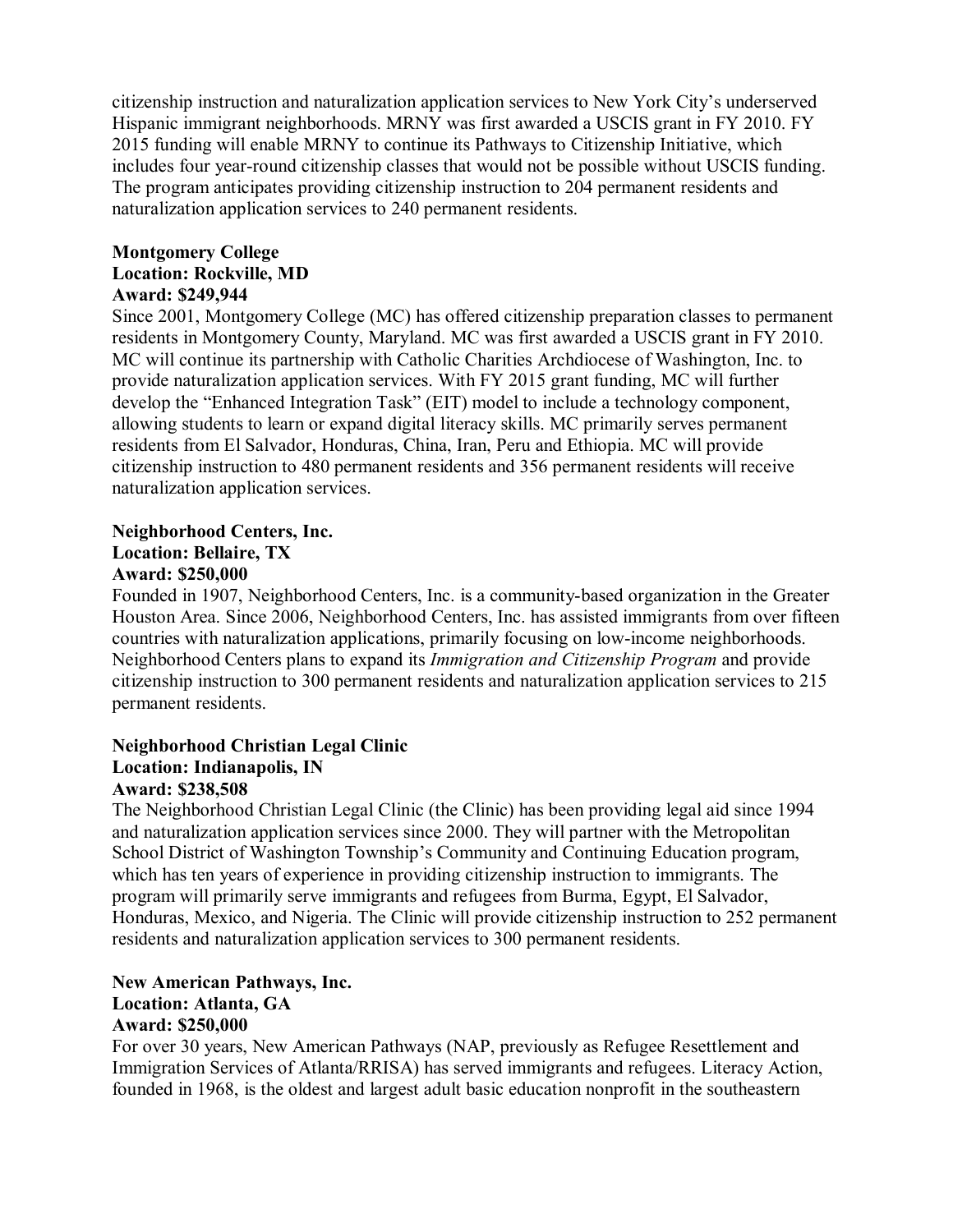citizenship instruction and naturalization application services to New York City's underserved Hispanic immigrant neighborhoods. MRNY was first awarded a USCIS grant in FY 2010. FY 2015 funding will enable MRNY to continue its Pathways to Citizenship Initiative, which includes four year-round citizenship classes that would not be possible without USCIS funding. The program anticipates providing citizenship instruction to 204 permanent residents and naturalization application services to 240 permanent residents.

**Montgomery College**
**Location: Rockville, MD**
**Award: $249,944**

Since 2001, Montgomery College (MC) has offered citizenship preparation classes to permanent residents in Montgomery County, Maryland. MC was first awarded a USCIS grant in FY 2010. MC will continue its partnership with Catholic Charities Archdiocese of Washington, Inc. to provide naturalization application services. With FY 2015 grant funding, MC will further develop the "Enhanced Integration Task" (EIT) model to include a technology component, allowing students to learn or expand digital literacy skills. MC primarily serves permanent residents from El Salvador, Honduras, China, Iran, Peru and Ethiopia. MC will provide citizenship instruction to 480 permanent residents and 356 permanent residents will receive naturalization application services.

**Neighborhood Centers, Inc.**
**Location: Bellaire, TX**
**Award: $250,000**

Founded in 1907, Neighborhood Centers, Inc. is a community-based organization in the Greater Houston Area. Since 2006, Neighborhood Centers, Inc. has assisted immigrants from over fifteen countries with naturalization applications, primarily focusing on low-income neighborhoods. Neighborhood Centers plans to expand its *Immigration and Citizenship Program* and provide citizenship instruction to 300 permanent residents and naturalization application services to 215 permanent residents.

**Neighborhood Christian Legal Clinic**
**Location: Indianapolis, IN**
**Award: $238,508**

The Neighborhood Christian Legal Clinic (the Clinic) has been providing legal aid since 1994 and naturalization application services since 2000. They will partner with the Metropolitan School District of Washington Township's Community and Continuing Education program, which has ten years of experience in providing citizenship instruction to immigrants. The program will primarily serve immigrants and refugees from Burma, Egypt, El Salvador, Honduras, Mexico, and Nigeria. The Clinic will provide citizenship instruction to 252 permanent residents and naturalization application services to 300 permanent residents.

**New American Pathways, Inc.**
**Location: Atlanta, GA**
**Award: $250,000**

For over 30 years, New American Pathways (NAP, previously as Refugee Resettlement and Immigration Services of Atlanta/RRISA) has served immigrants and refugees. Literacy Action, founded in 1968, is the oldest and largest adult basic education nonprofit in the southeastern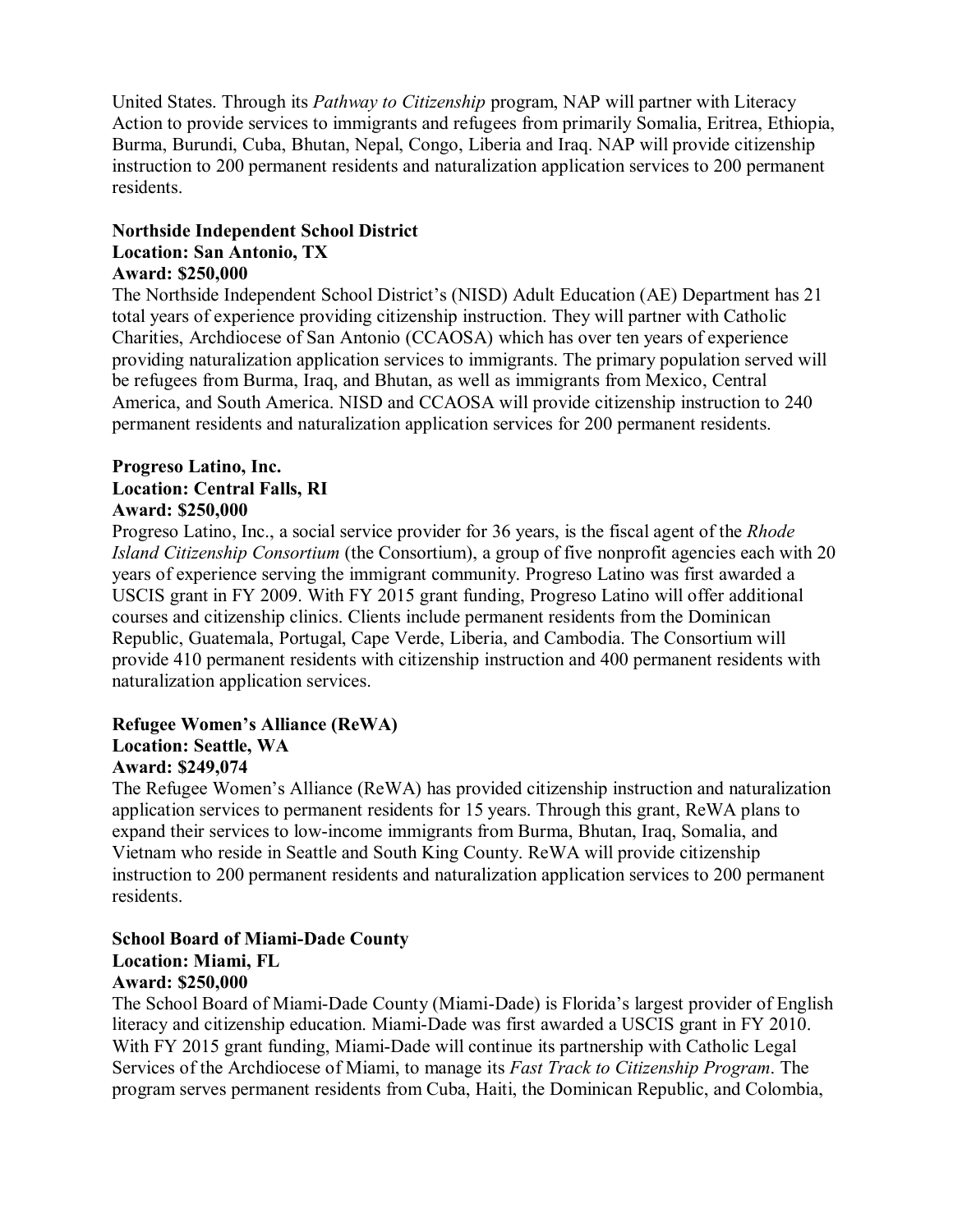United States. Through its *Pathway to Citizenship* program, NAP will partner with Literacy Action to provide services to immigrants and refugees from primarily Somalia, Eritrea, Ethiopia, Burma, Burundi, Cuba, Bhutan, Nepal, Congo, Liberia and Iraq. NAP will provide citizenship instruction to 200 permanent residents and naturalization application services to 200 permanent residents.

**Northside Independent School District**
**Location: San Antonio, TX**
**Award: $250,000**

The Northside Independent School District's (NISD) Adult Education (AE) Department has 21 total years of experience providing citizenship instruction. They will partner with Catholic Charities, Archdiocese of San Antonio (CCAOSA) which has over ten years of experience providing naturalization application services to immigrants. The primary population served will be refugees from Burma, Iraq, and Bhutan, as well as immigrants from Mexico, Central America, and South America. NISD and CCAOSA will provide citizenship instruction to 240 permanent residents and naturalization application services for 200 permanent residents.

**Progreso Latino, Inc.**
**Location: Central Falls, RI**
**Award: $250,000**

Progreso Latino, Inc., a social service provider for 36 years, is the fiscal agent of the *Rhode Island Citizenship Consortium* (the Consortium), a group of five nonprofit agencies each with 20 years of experience serving the immigrant community. Progreso Latino was first awarded a USCIS grant in FY 2009. With FY 2015 grant funding, Progreso Latino will offer additional courses and citizenship clinics. Clients include permanent residents from the Dominican Republic, Guatemala, Portugal, Cape Verde, Liberia, and Cambodia. The Consortium will provide 410 permanent residents with citizenship instruction and 400 permanent residents with naturalization application services.

**Refugee Women's Alliance (ReWA)**
**Location: Seattle, WA**
**Award: $249,074**

The Refugee Women's Alliance (ReWA) has provided citizenship instruction and naturalization application services to permanent residents for 15 years. Through this grant, ReWA plans to expand their services to low-income immigrants from Burma, Bhutan, Iraq, Somalia, and Vietnam who reside in Seattle and South King County. ReWA will provide citizenship instruction to 200 permanent residents and naturalization application services to 200 permanent residents.

**School Board of Miami-Dade County**
**Location: Miami, FL**
**Award: $250,000**

The School Board of Miami-Dade County (Miami-Dade) is Florida's largest provider of English literacy and citizenship education. Miami-Dade was first awarded a USCIS grant in FY 2010. With FY 2015 grant funding, Miami-Dade will continue its partnership with Catholic Legal Services of the Archdiocese of Miami, to manage its *Fast Track to Citizenship Program*. The program serves permanent residents from Cuba, Haiti, the Dominican Republic, and Colombia,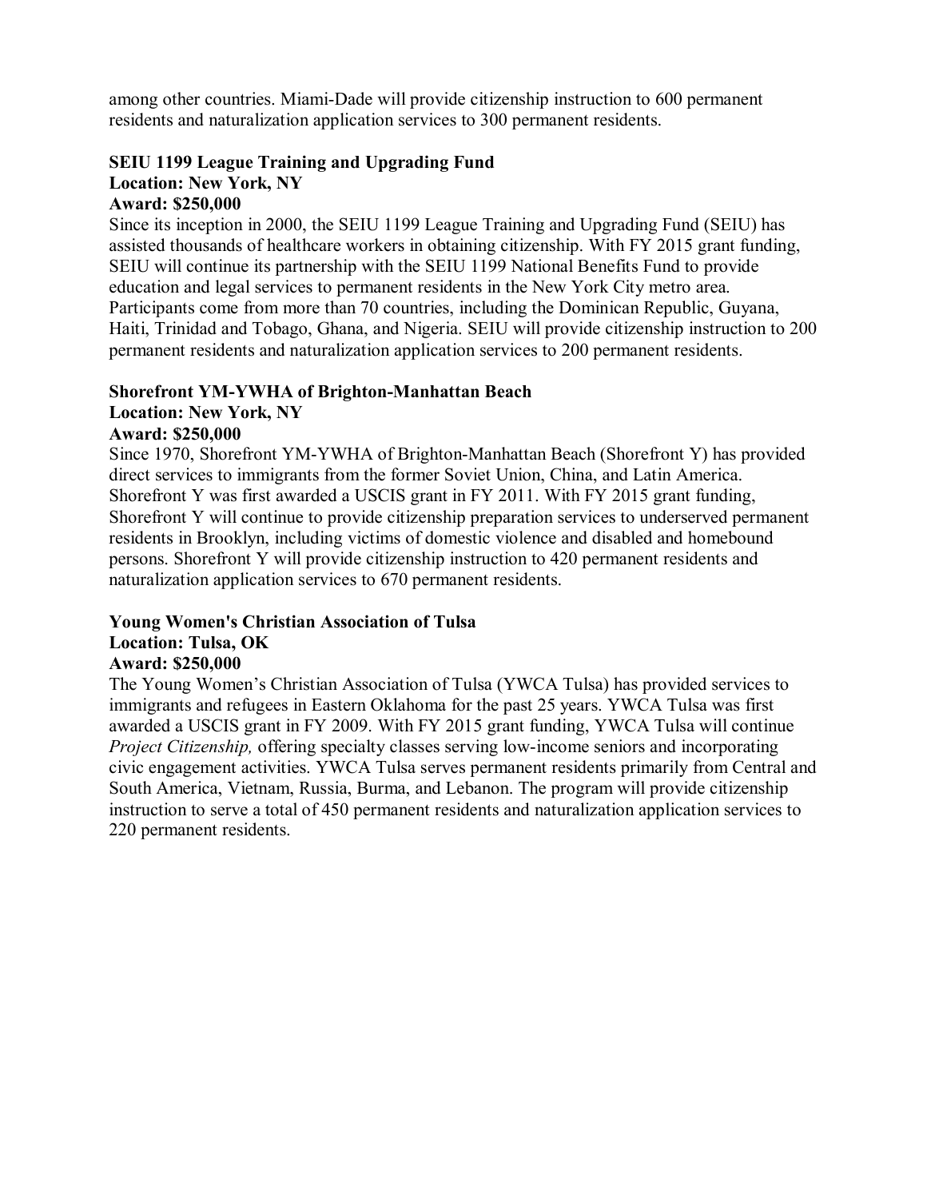among other countries. Miami-Dade will provide citizenship instruction to 600 permanent residents and naturalization application services to 300 permanent residents.

**SEIU 1199 League Training and Upgrading Fund**
**Location: New York, NY**
**Award: $250,000**

Since its inception in 2000, the SEIU 1199 League Training and Upgrading Fund (SEIU) has assisted thousands of healthcare workers in obtaining citizenship. With FY 2015 grant funding, SEIU will continue its partnership with the SEIU 1199 National Benefits Fund to provide education and legal services to permanent residents in the New York City metro area. Participants come from more than 70 countries, including the Dominican Republic, Guyana, Haiti, Trinidad and Tobago, Ghana, and Nigeria. SEIU will provide citizenship instruction to 200 permanent residents and naturalization application services to 200 permanent residents.

**Shorefront YM-YWHA of Brighton-Manhattan Beach**
**Location: New York, NY**
**Award: $250,000**

Since 1970, Shorefront YM-YWHA of Brighton-Manhattan Beach (Shorefront Y) has provided direct services to immigrants from the former Soviet Union, China, and Latin America. Shorefront Y was first awarded a USCIS grant in FY 2011. With FY 2015 grant funding, Shorefront Y will continue to provide citizenship preparation services to underserved permanent residents in Brooklyn, including victims of domestic violence and disabled and homebound persons. Shorefront Y will provide citizenship instruction to 420 permanent residents and naturalization application services to 670 permanent residents.

**Young Women's Christian Association of Tulsa**
**Location: Tulsa, OK**
**Award: $250,000**

The Young Women's Christian Association of Tulsa (YWCA Tulsa) has provided services to immigrants and refugees in Eastern Oklahoma for the past 25 years. YWCA Tulsa was first awarded a USCIS grant in FY 2009. With FY 2015 grant funding, YWCA Tulsa will continue *Project Citizenship,* offering specialty classes serving low-income seniors and incorporating civic engagement activities. YWCA Tulsa serves permanent residents primarily from Central and South America, Vietnam, Russia, Burma, and Lebanon. The program will provide citizenship instruction to serve a total of 450 permanent residents and naturalization application services to 220 permanent residents.